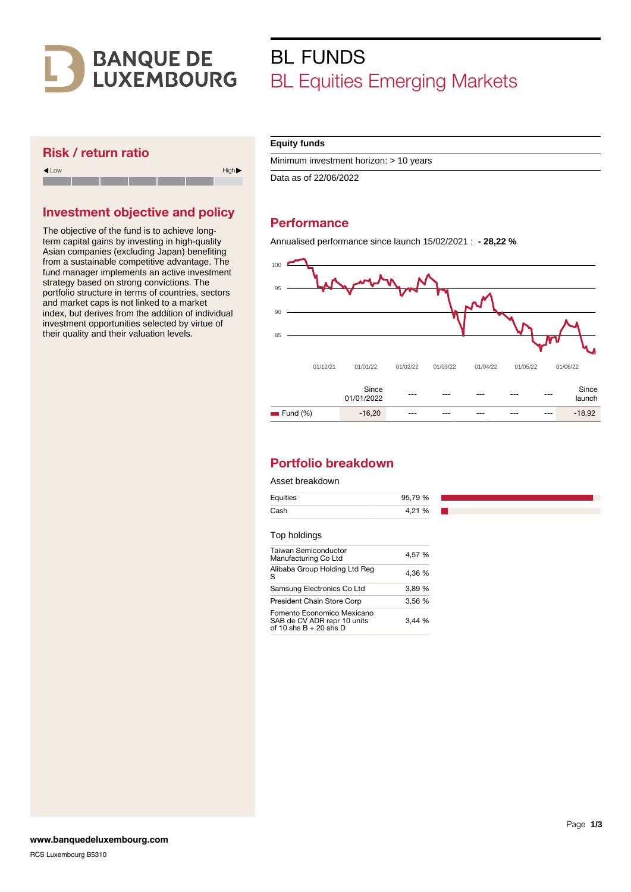BANQUE DE LUXEMBOURG

# BL FUNDS

## BL Equities Emerging Markets

## Risk / return ratio

Low — High

## Investment objective and policy

The objective of the fund is to achieve long-term capital gains by investing in high-quality Asian companies (excluding Japan) benefiting from a sustainable competitive advantage. The fund manager implements an active investment strategy based on strong convictions. The portfolio structure in terms of countries, sectors and market caps is not linked to a market index, but derives from the addition of individual investment opportunities selected by virtue of their quality and their valuation levels.

**Equity funds**

Minimum investment horizon: > 10 years

Data as of 22/06/2022

## Performance

Annualised performance since launch 15/02/2021 : **- 28,22 %**

| | Since 01/01/2022 | --- | --- | --- | --- | --- | Since launch |
|---|---|---|---|---|---|---|---|
| Fund (%) | -16,20 | --- | --- | --- | --- | --- | -18,92 |

## Portfolio breakdown

Asset breakdown

| | |
|---|---|
| Equities | 95,79 % |
| Cash | 4,21 % |

Top holdings

| | |
|---|---|
| Taiwan Semiconductor Manufacturing Co Ltd | 4,57 % |
| Alibaba Group Holding Ltd Reg S | 4,36 % |
| Samsung Electronics Co Ltd | 3,89 % |
| President Chain Store Corp | 3,56 % |
| Fomento Economico Mexicano SAB de CV ADR repr 10 units of 10 shs B + 20 shs D | 3,44 % |

**www.banquedeluxembourg.com**

RCS Luxembourg B5310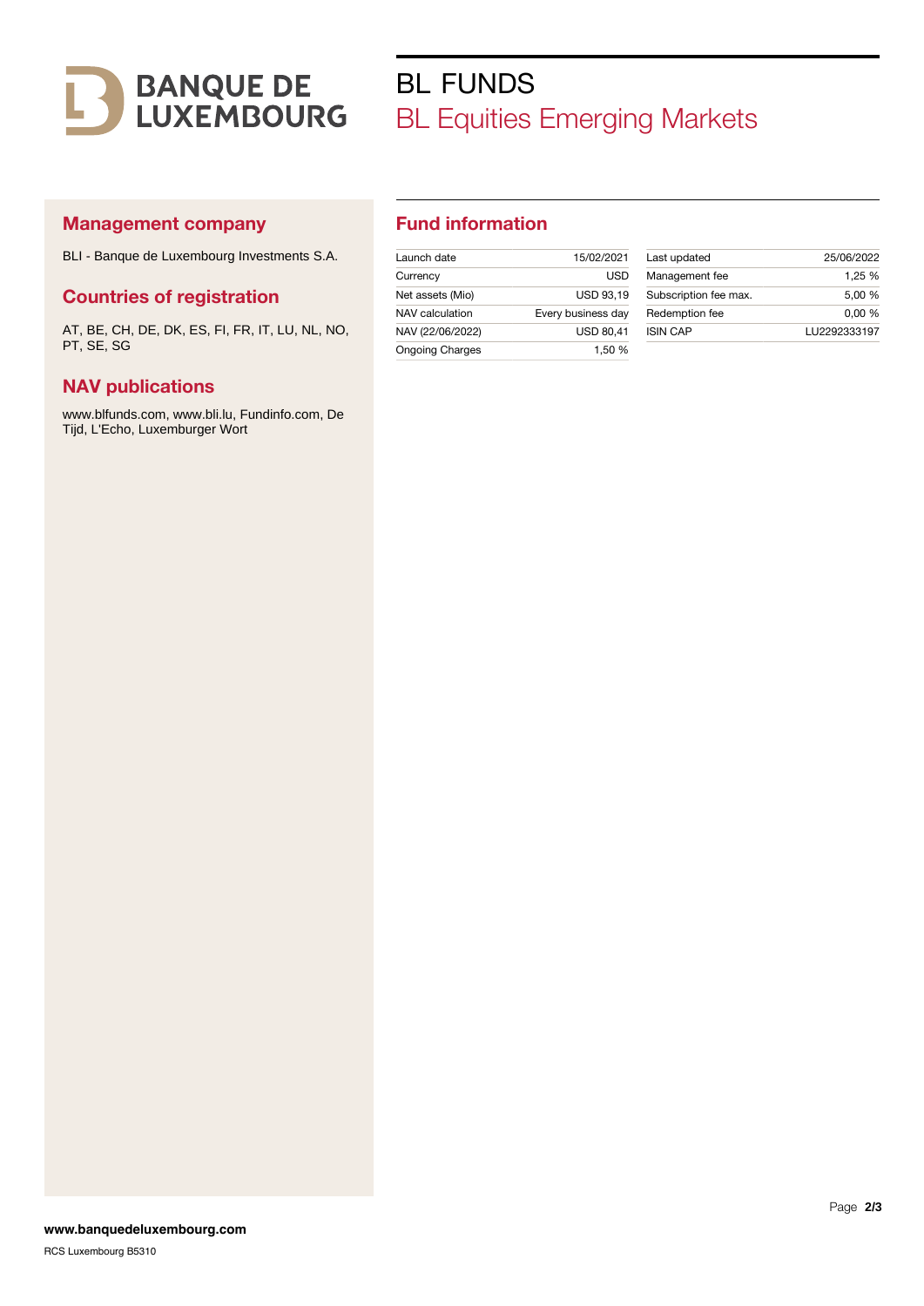# BL FUNDS

## BL Equities Emerging Markets

### Management company

BLI - Banque de Luxembourg Investments S.A.

### Countries of registration

AT, BE, CH, DE, DK, ES, FI, FR, IT, LU, NL, NO, PT, SE, SG

### NAV publications

www.blfunds.com, www.bli.lu, Fundinfo.com, De Tijd, L'Echo, Luxemburger Wort

### Fund information

| | |
|---|---|
| Launch date | 15/02/2021 |
| Currency | USD |
| Net assets (Mio) | USD 93,19 |
| NAV calculation | Every business day |
| NAV (22/06/2022) | USD 80,41 |
| Ongoing Charges | 1,50 % |

| | |
|---|---|
| Last updated | 25/06/2022 |
| Management fee | 1,25 % |
| Subscription fee max. | 5,00 % |
| Redemption fee | 0,00 % |
| ISIN CAP | LU2292333197 |

**www.banquedeluxembourg.com**

RCS Luxembourg B5310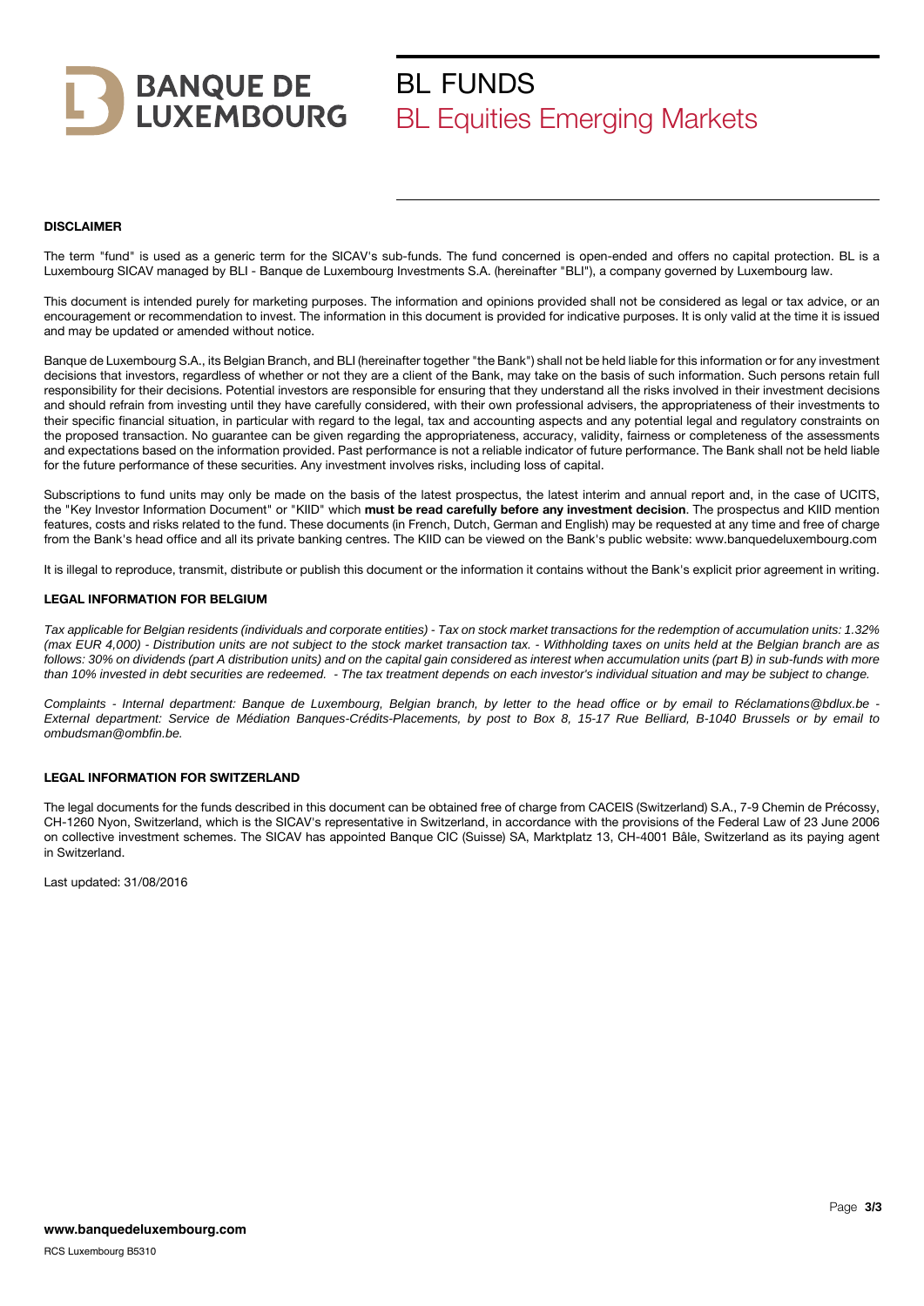BANQUE DE LUXEMBOURG

# BL FUNDS
## BL Equities Emerging Markets

**DISCLAIMER**

The term "fund" is used as a generic term for the SICAV's sub-funds. The fund concerned is open-ended and offers no capital protection. BL is a Luxembourg SICAV managed by BLI - Banque de Luxembourg Investments S.A. (hereinafter "BLI"), a company governed by Luxembourg law.

This document is intended purely for marketing purposes. The information and opinions provided shall not be considered as legal or tax advice, or an encouragement or recommendation to invest. The information in this document is provided for indicative purposes. It is only valid at the time it is issued and may be updated or amended without notice.

Banque de Luxembourg S.A., its Belgian Branch, and BLI (hereinafter together "the Bank") shall not be held liable for this information or for any investment decisions that investors, regardless of whether or not they are a client of the Bank, may take on the basis of such information. Such persons retain full responsibility for their decisions. Potential investors are responsible for ensuring that they understand all the risks involved in their investment decisions and should refrain from investing until they have carefully considered, with their own professional advisers, the appropriateness of their investments to their specific financial situation, in particular with regard to the legal, tax and accounting aspects and any potential legal and regulatory constraints on the proposed transaction. No guarantee can be given regarding the appropriateness, accuracy, validity, fairness or completeness of the assessments and expectations based on the information provided. Past performance is not a reliable indicator of future performance. The Bank shall not be held liable for the future performance of these securities. Any investment involves risks, including loss of capital.

Subscriptions to fund units may only be made on the basis of the latest prospectus, the latest interim and annual report and, in the case of UCITS, the "Key Investor Information Document" or "KIID" which **must be read carefully before any investment decision**. The prospectus and KIID mention features, costs and risks related to the fund. These documents (in French, Dutch, German and English) may be requested at any time and free of charge from the Bank's head office and all its private banking centres. The KIID can be viewed on the Bank's public website: www.banquedeluxembourg.com

It is illegal to reproduce, transmit, distribute or publish this document or the information it contains without the Bank's explicit prior agreement in writing.

**LEGAL INFORMATION FOR BELGIUM**

*Tax applicable for Belgian residents (individuals and corporate entities) - Tax on stock market transactions for the redemption of accumulation units: 1.32% (max EUR 4,000) - Distribution units are not subject to the stock market transaction tax. - Withholding taxes on units held at the Belgian branch are as follows: 30% on dividends (part A distribution units) and on the capital gain considered as interest when accumulation units (part B) in sub-funds with more than 10% invested in debt securities are redeemed. - The tax treatment depends on each investor's individual situation and may be subject to change.*

*Complaints - Internal department: Banque de Luxembourg, Belgian branch, by letter to the head office or by email to Réclamations@bdlux.be - External department: Service de Médiation Banques-Crédits-Placements, by post to Box 8, 15-17 Rue Belliard, B-1040 Brussels or by email to ombudsman@ombfin.be.*

**LEGAL INFORMATION FOR SWITZERLAND**

The legal documents for the funds described in this document can be obtained free of charge from CACEIS (Switzerland) S.A., 7-9 Chemin de Précossy, CH-1260 Nyon, Switzerland, which is the SICAV's representative in Switzerland, in accordance with the provisions of the Federal Law of 23 June 2006 on collective investment schemes. The SICAV has appointed Banque CIC (Suisse) SA, Marktplatz 13, CH-4001 Bâle, Switzerland as its paying agent in Switzerland.

Last updated: 31/08/2016

**www.banquedeluxembourg.com**

RCS Luxembourg B5310